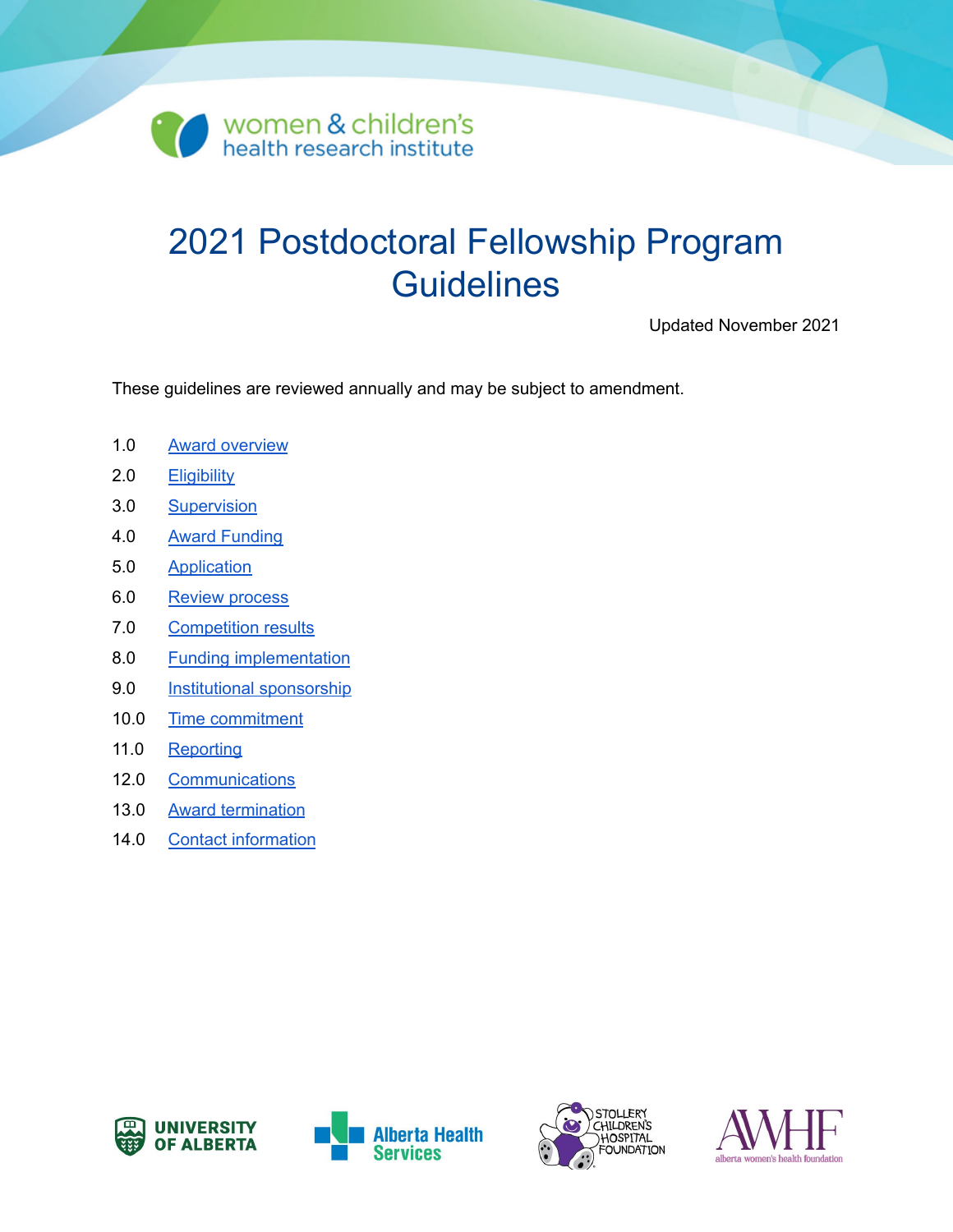women & children's health research institute

# 2021 Postdoctoral Fellowship Program Guidelines

Updated November 2021

These guidelines are reviewed annually and may be subject to amendment.

1.0 Award overview
2.0 Eligibility
3.0 Supervision
4.0 Award Funding
5.0 Application
6.0 Review process
7.0 Competition results
8.0 Funding implementation
9.0 Institutional sponsorship
10.0 Time commitment
11.0 Reporting
12.0 Communications
13.0 Award termination
14.0 Contact information

UNIVERSITY OF ALBERTA

Alberta Health Services

STOLLERY CHILDREN'S HOSPITAL FOUNDATION

AWHF alberta women's health foundation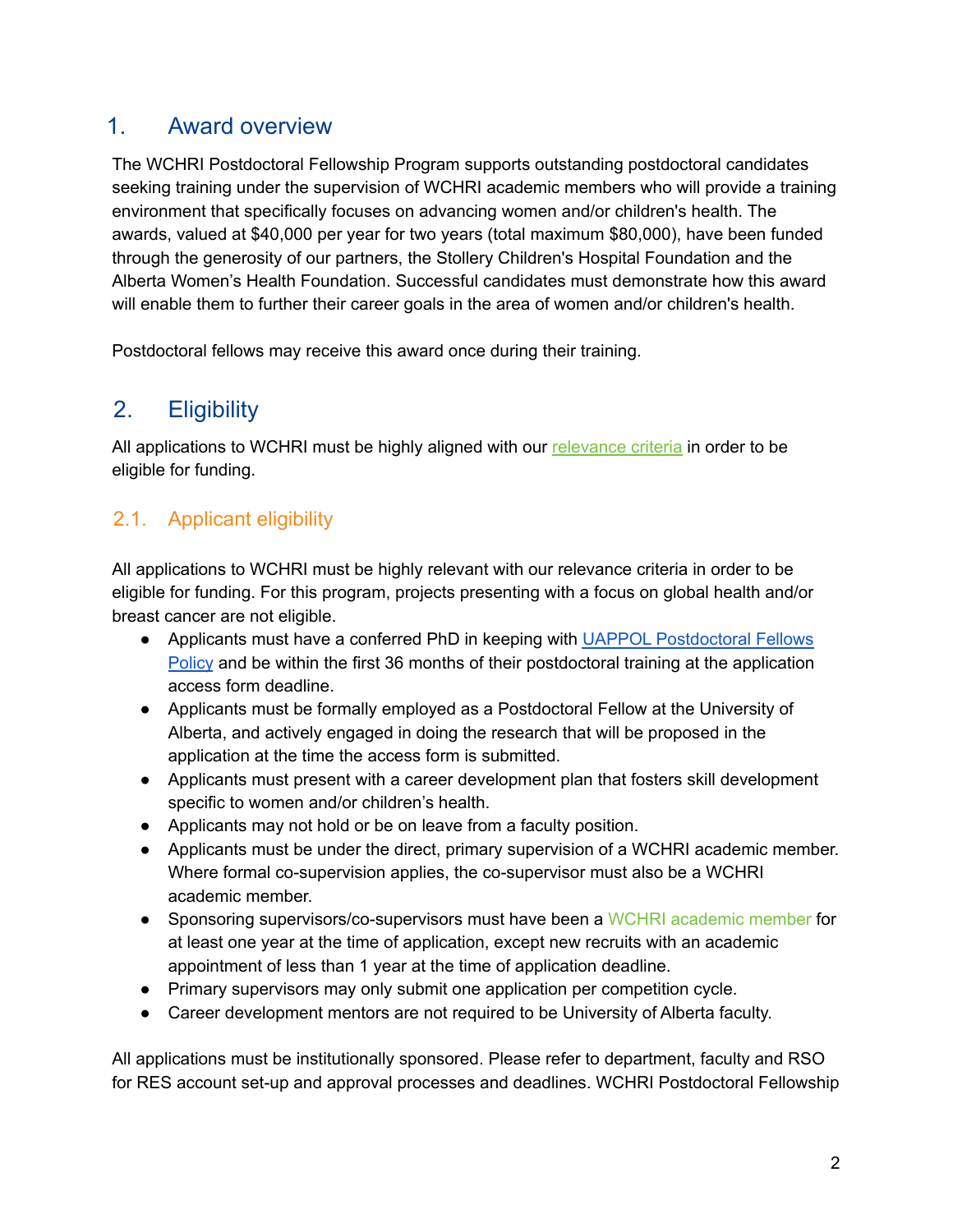## 1. Award overview

The WCHRI Postdoctoral Fellowship Program supports outstanding postdoctoral candidates seeking training under the supervision of WCHRI academic members who will provide a training environment that specifically focuses on advancing women and/or children's health. The awards, valued at $40,000 per year for two years (total maximum $80,000), have been funded through the generosity of our partners, the Stollery Children's Hospital Foundation and the Alberta Women's Health Foundation. Successful candidates must demonstrate how this award will enable them to further their career goals in the area of women and/or children's health.

Postdoctoral fellows may receive this award once during their training.

## 2. Eligibility

All applications to WCHRI must be highly aligned with our [relevance criteria]() in order to be eligible for funding.

### 2.1. Applicant eligibility

All applications to WCHRI must be highly relevant with our relevance criteria in order to be eligible for funding. For this program, projects presenting with a focus on global health and/or breast cancer are not eligible.

- Applicants must have a conferred PhD in keeping with [UAPPOL Postdoctoral Fellows Policy]() and be within the first 36 months of their postdoctoral training at the application access form deadline.
- Applicants must be formally employed as a Postdoctoral Fellow at the University of Alberta, and actively engaged in doing the research that will be proposed in the application at the time the access form is submitted.
- Applicants must present with a career development plan that fosters skill development specific to women and/or children's health.
- Applicants may not hold or be on leave from a faculty position.
- Applicants must be under the direct, primary supervision of a WCHRI academic member. Where formal co-supervision applies, the co-supervisor must also be a WCHRI academic member.
- Sponsoring supervisors/co-supervisors must have been a WCHRI academic member for at least one year at the time of application, except new recruits with an academic appointment of less than 1 year at the time of application deadline.
- Primary supervisors may only submit one application per competition cycle.
- Career development mentors are not required to be University of Alberta faculty.

All applications must be institutionally sponsored. Please refer to department, faculty and RSO for RES account set-up and approval processes and deadlines. WCHRI Postdoctoral Fellowship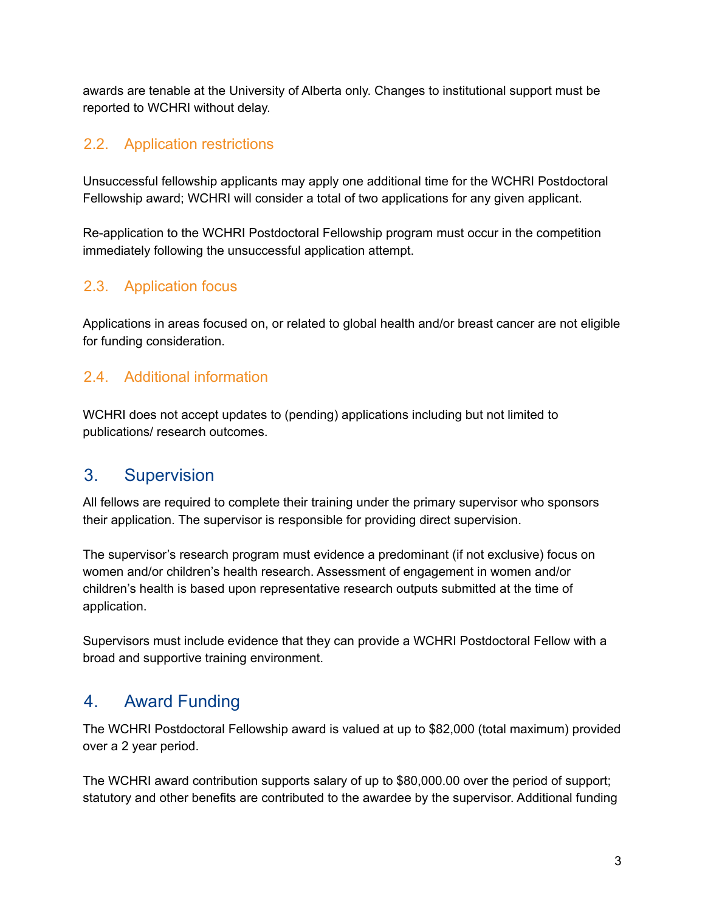awards are tenable at the University of Alberta only. Changes to institutional support must be reported to WCHRI without delay.

### 2.2. Application restrictions

Unsuccessful fellowship applicants may apply one additional time for the WCHRI Postdoctoral Fellowship award; WCHRI will consider a total of two applications for any given applicant.

Re-application to the WCHRI Postdoctoral Fellowship program must occur in the competition immediately following the unsuccessful application attempt.

### 2.3. Application focus

Applications in areas focused on, or related to global health and/or breast cancer are not eligible for funding consideration.

### 2.4. Additional information

WCHRI does not accept updates to (pending) applications including but not limited to publications/ research outcomes.

## 3. Supervision

All fellows are required to complete their training under the primary supervisor who sponsors their application. The supervisor is responsible for providing direct supervision.

The supervisor's research program must evidence a predominant (if not exclusive) focus on women and/or children's health research. Assessment of engagement in women and/or children's health is based upon representative research outputs submitted at the time of application.

Supervisors must include evidence that they can provide a WCHRI Postdoctoral Fellow with a broad and supportive training environment.

## 4. Award Funding

The WCHRI Postdoctoral Fellowship award is valued at up to $82,000 (total maximum) provided over a 2 year period.

The WCHRI award contribution supports salary of up to $80,000.00 over the period of support; statutory and other benefits are contributed to the awardee by the supervisor. Additional funding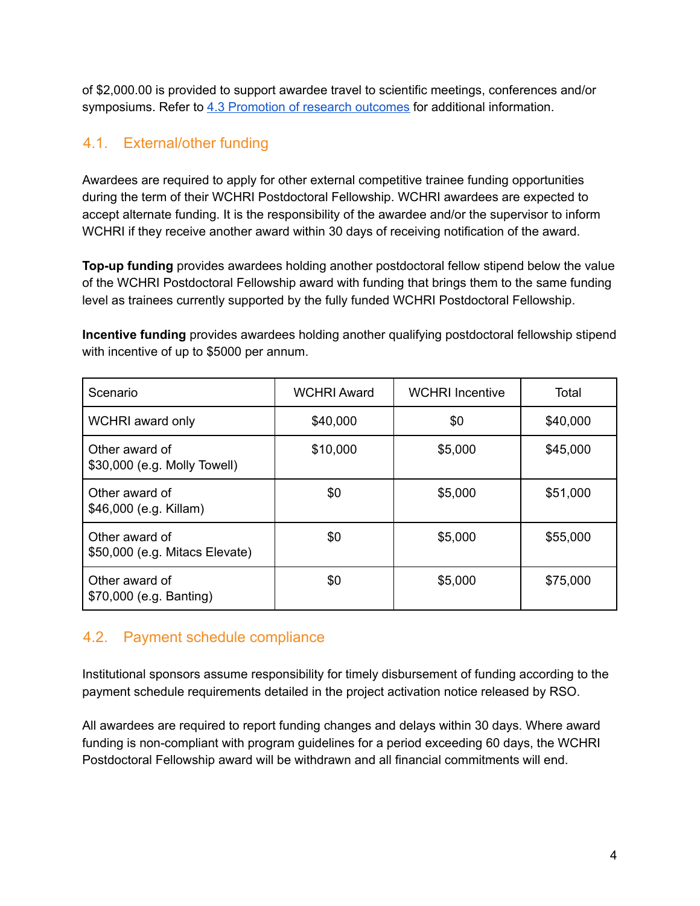of $2,000.00 is provided to support awardee travel to scientific meetings, conferences and/or symposiums. Refer to [4.3 Promotion of research outcomes](#) for additional information.

## 4.1. External/other funding

Awardees are required to apply for other external competitive trainee funding opportunities during the term of their WCHRI Postdoctoral Fellowship. WCHRI awardees are expected to accept alternate funding. It is the responsibility of the awardee and/or the supervisor to inform WCHRI if they receive another award within 30 days of receiving notification of the award.

**Top-up funding** provides awardees holding another postdoctoral fellow stipend below the value of the WCHRI Postdoctoral Fellowship award with funding that brings them to the same funding level as trainees currently supported by the fully funded WCHRI Postdoctoral Fellowship.

**Incentive funding** provides awardees holding another qualifying postdoctoral fellowship stipend with incentive of up to $5000 per annum.

| Scenario | WCHRI Award | WCHRI Incentive | Total |
|---|---|---|---|
| WCHRI award only | $40,000 | $0 | $40,000 |
| Other award of $30,000 (e.g. Molly Towell) | $10,000 | $5,000 | $45,000 |
| Other award of $46,000 (e.g. Killam) | $0 | $5,000 | $51,000 |
| Other award of $50,000 (e.g. Mitacs Elevate) | $0 | $5,000 | $55,000 |
| Other award of $70,000 (e.g. Banting) | $0 | $5,000 | $75,000 |

## 4.2. Payment schedule compliance

Institutional sponsors assume responsibility for timely disbursement of funding according to the payment schedule requirements detailed in the project activation notice released by RSO.

All awardees are required to report funding changes and delays within 30 days. Where award funding is non-compliant with program guidelines for a period exceeding 60 days, the WCHRI Postdoctoral Fellowship award will be withdrawn and all financial commitments will end.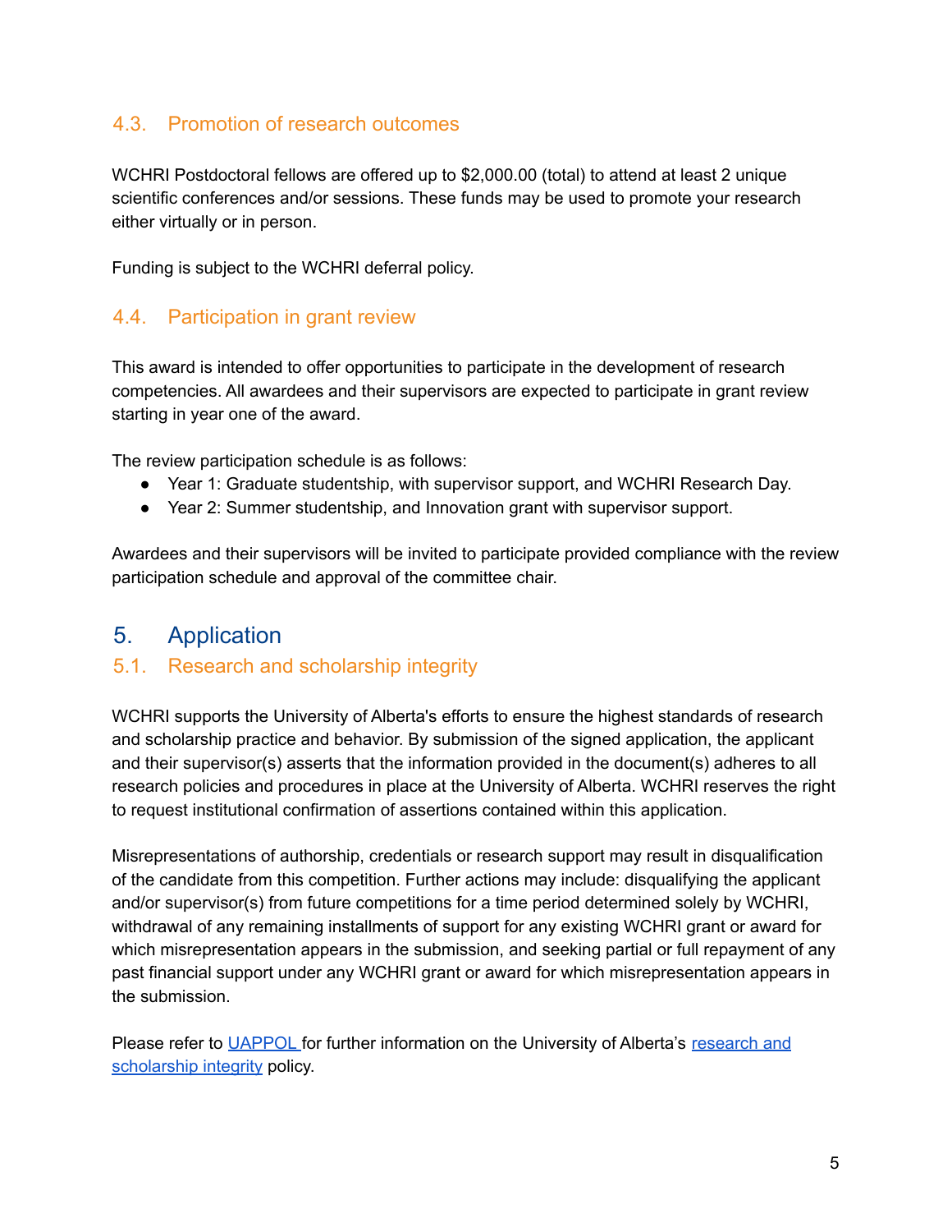### 4.3. Promotion of research outcomes

WCHRI Postdoctoral fellows are offered up to $2,000.00 (total) to attend at least 2 unique scientific conferences and/or sessions. These funds may be used to promote your research either virtually or in person.

Funding is subject to the WCHRI deferral policy.

### 4.4. Participation in grant review

This award is intended to offer opportunities to participate in the development of research competencies. All awardees and their supervisors are expected to participate in grant review starting in year one of the award.

The review participation schedule is as follows:

- Year 1: Graduate studentship, with supervisor support, and WCHRI Research Day.
- Year 2: Summer studentship, and Innovation grant with supervisor support.

Awardees and their supervisors will be invited to participate provided compliance with the review participation schedule and approval of the committee chair.

## 5. Application

### 5.1. Research and scholarship integrity

WCHRI supports the University of Alberta's efforts to ensure the highest standards of research and scholarship practice and behavior. By submission of the signed application, the applicant and their supervisor(s) asserts that the information provided in the document(s) adheres to all research policies and procedures in place at the University of Alberta. WCHRI reserves the right to request institutional confirmation of assertions contained within this application.

Misrepresentations of authorship, credentials or research support may result in disqualification of the candidate from this competition. Further actions may include: disqualifying the applicant and/or supervisor(s) from future competitions for a time period determined solely by WCHRI, withdrawal of any remaining installments of support for any existing WCHRI grant or award for which misrepresentation appears in the submission, and seeking partial or full repayment of any past financial support under any WCHRI grant or award for which misrepresentation appears in the submission.

Please refer to UAPPOL for further information on the University of Alberta's research and scholarship integrity policy.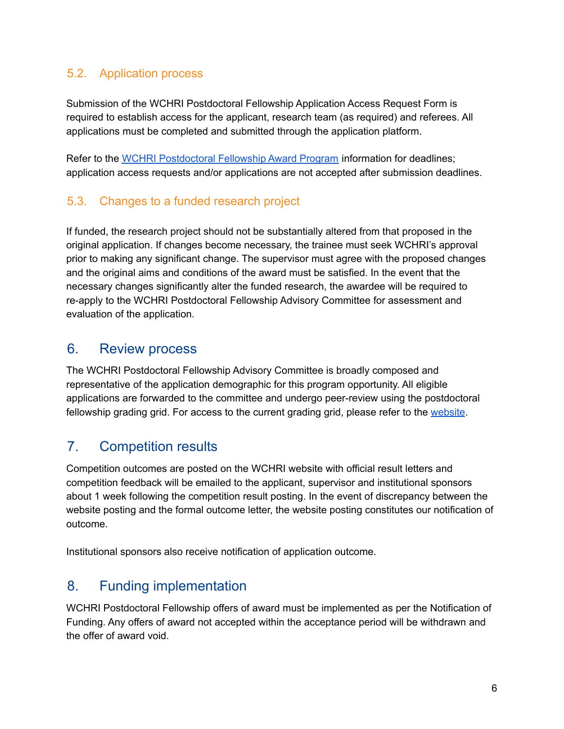### 5.2. Application process

Submission of the WCHRI Postdoctoral Fellowship Application Access Request Form is required to establish access for the applicant, research team (as required) and referees. All applications must be completed and submitted through the application platform.

Refer to the WCHRI Postdoctoral Fellowship Award Program information for deadlines; application access requests and/or applications are not accepted after submission deadlines.

### 5.3. Changes to a funded research project

If funded, the research project should not be substantially altered from that proposed in the original application. If changes become necessary, the trainee must seek WCHRI's approval prior to making any significant change. The supervisor must agree with the proposed changes and the original aims and conditions of the award must be satisfied. In the event that the necessary changes significantly alter the funded research, the awardee will be required to re-apply to the WCHRI Postdoctoral Fellowship Advisory Committee for assessment and evaluation of the application.

## 6. Review process

The WCHRI Postdoctoral Fellowship Advisory Committee is broadly composed and representative of the application demographic for this program opportunity. All eligible applications are forwarded to the committee and undergo peer-review using the postdoctoral fellowship grading grid. For access to the current grading grid, please refer to the website.

## 7. Competition results

Competition outcomes are posted on the WCHRI website with official result letters and competition feedback will be emailed to the applicant, supervisor and institutional sponsors about 1 week following the competition result posting. In the event of discrepancy between the website posting and the formal outcome letter, the website posting constitutes our notification of outcome.

Institutional sponsors also receive notification of application outcome.

## 8. Funding implementation

WCHRI Postdoctoral Fellowship offers of award must be implemented as per the Notification of Funding. Any offers of award not accepted within the acceptance period will be withdrawn and the offer of award void.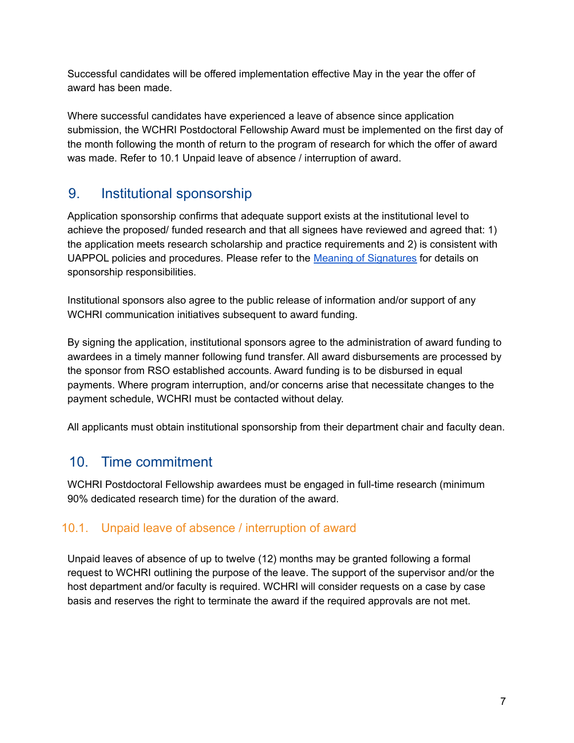Successful candidates will be offered implementation effective May in the year the offer of award has been made.

Where successful candidates have experienced a leave of absence since application submission, the WCHRI Postdoctoral Fellowship Award must be implemented on the first day of the month following the month of return to the program of research for which the offer of award was made. Refer to 10.1 Unpaid leave of absence / interruption of award.

## 9. Institutional sponsorship

Application sponsorship confirms that adequate support exists at the institutional level to achieve the proposed/ funded research and that all signees have reviewed and agreed that: 1) the application meets research scholarship and practice requirements and 2) is consistent with UAPPOL policies and procedures. Please refer to the [Meaning of Signatures] for details on sponsorship responsibilities.

Institutional sponsors also agree to the public release of information and/or support of any WCHRI communication initiatives subsequent to award funding.

By signing the application, institutional sponsors agree to the administration of award funding to awardees in a timely manner following fund transfer. All award disbursements are processed by the sponsor from RSO established accounts. Award funding is to be disbursed in equal payments. Where program interruption, and/or concerns arise that necessitate changes to the payment schedule, WCHRI must be contacted without delay.

All applicants must obtain institutional sponsorship from their department chair and faculty dean.

## 10. Time commitment

WCHRI Postdoctoral Fellowship awardees must be engaged in full-time research (minimum 90% dedicated research time) for the duration of the award.

### 10.1. Unpaid leave of absence / interruption of award

Unpaid leaves of absence of up to twelve (12) months may be granted following a formal request to WCHRI outlining the purpose of the leave. The support of the supervisor and/or the host department and/or faculty is required. WCHRI will consider requests on a case by case basis and reserves the right to terminate the award if the required approvals are not met.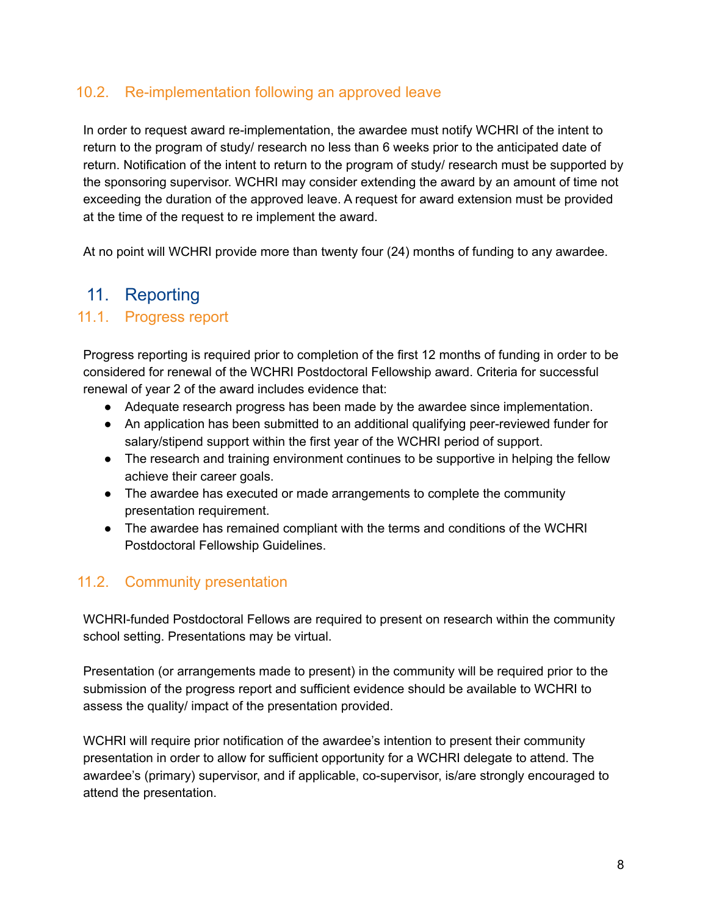### 10.2. Re-implementation following an approved leave

In order to request award re-implementation, the awardee must notify WCHRI of the intent to return to the program of study/ research no less than 6 weeks prior to the anticipated date of return. Notification of the intent to return to the program of study/ research must be supported by the sponsoring supervisor. WCHRI may consider extending the award by an amount of time not exceeding the duration of the approved leave. A request for award extension must be provided at the time of the request to re implement the award.

At no point will WCHRI provide more than twenty four (24) months of funding to any awardee.

## 11. Reporting

### 11.1. Progress report

Progress reporting is required prior to completion of the first 12 months of funding in order to be considered for renewal of the WCHRI Postdoctoral Fellowship award. Criteria for successful renewal of year 2 of the award includes evidence that:

- Adequate research progress has been made by the awardee since implementation.
- An application has been submitted to an additional qualifying peer-reviewed funder for salary/stipend support within the first year of the WCHRI period of support.
- The research and training environment continues to be supportive in helping the fellow achieve their career goals.
- The awardee has executed or made arrangements to complete the community presentation requirement.
- The awardee has remained compliant with the terms and conditions of the WCHRI Postdoctoral Fellowship Guidelines.

### 11.2. Community presentation

WCHRI-funded Postdoctoral Fellows are required to present on research within the community school setting. Presentations may be virtual.

Presentation (or arrangements made to present) in the community will be required prior to the submission of the progress report and sufficient evidence should be available to WCHRI to assess the quality/ impact of the presentation provided.

WCHRI will require prior notification of the awardee's intention to present their community presentation in order to allow for sufficient opportunity for a WCHRI delegate to attend. The awardee's (primary) supervisor, and if applicable, co-supervisor, is/are strongly encouraged to attend the presentation.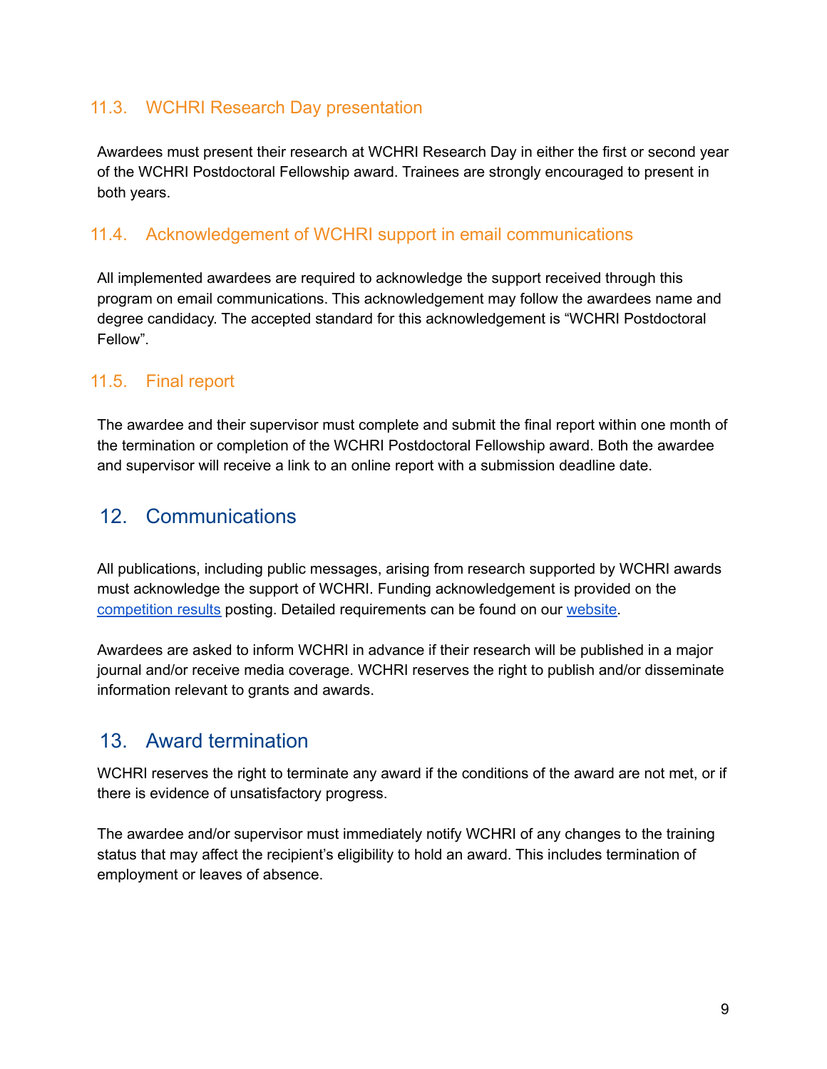### 11.3. WCHRI Research Day presentation

Awardees must present their research at WCHRI Research Day in either the first or second year of the WCHRI Postdoctoral Fellowship award. Trainees are strongly encouraged to present in both years.

### 11.4. Acknowledgement of WCHRI support in email communications

All implemented awardees are required to acknowledge the support received through this program on email communications. This acknowledgement may follow the awardees name and degree candidacy. The accepted standard for this acknowledgement is "WCHRI Postdoctoral Fellow".

### 11.5. Final report

The awardee and their supervisor must complete and submit the final report within one month of the termination or completion of the WCHRI Postdoctoral Fellowship award. Both the awardee and supervisor will receive a link to an online report with a submission deadline date.

## 12. Communications

All publications, including public messages, arising from research supported by WCHRI awards must acknowledge the support of WCHRI. Funding acknowledgement is provided on the competition results posting. Detailed requirements can be found on our website.

Awardees are asked to inform WCHRI in advance if their research will be published in a major journal and/or receive media coverage. WCHRI reserves the right to publish and/or disseminate information relevant to grants and awards.

## 13. Award termination

WCHRI reserves the right to terminate any award if the conditions of the award are not met, or if there is evidence of unsatisfactory progress.

The awardee and/or supervisor must immediately notify WCHRI of any changes to the training status that may affect the recipient's eligibility to hold an award. This includes termination of employment or leaves of absence.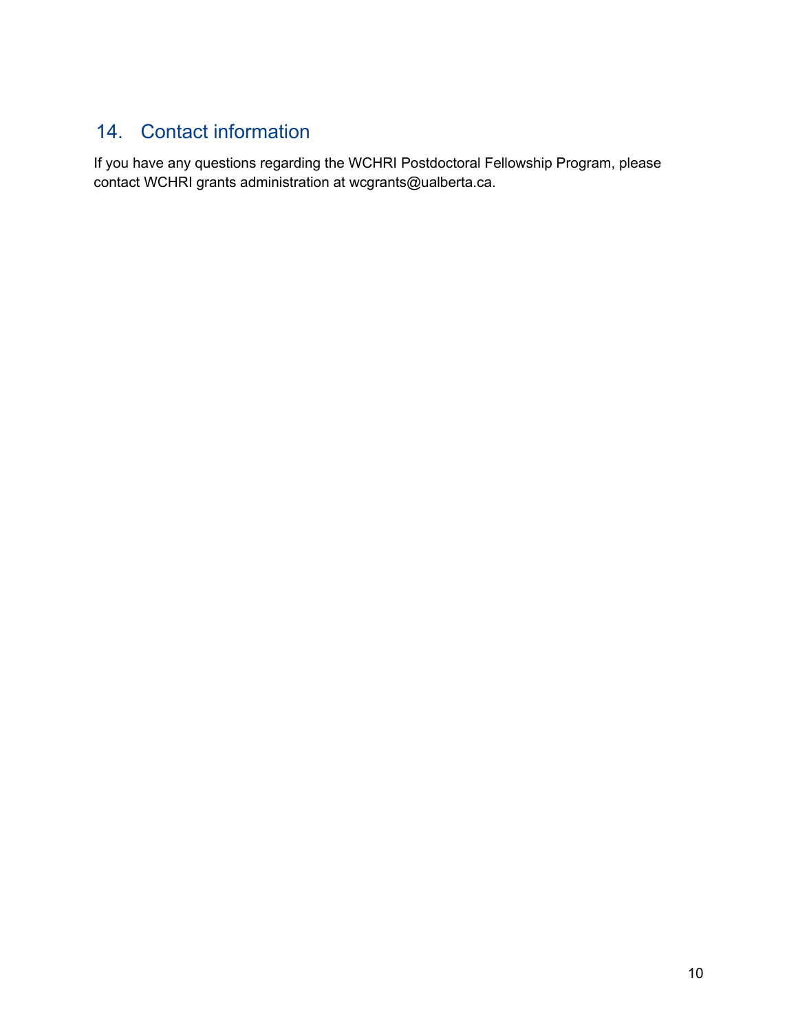## 14. Contact information

If you have any questions regarding the WCHRI Postdoctoral Fellowship Program, please contact WCHRI grants administration at wcgrants@ualberta.ca.